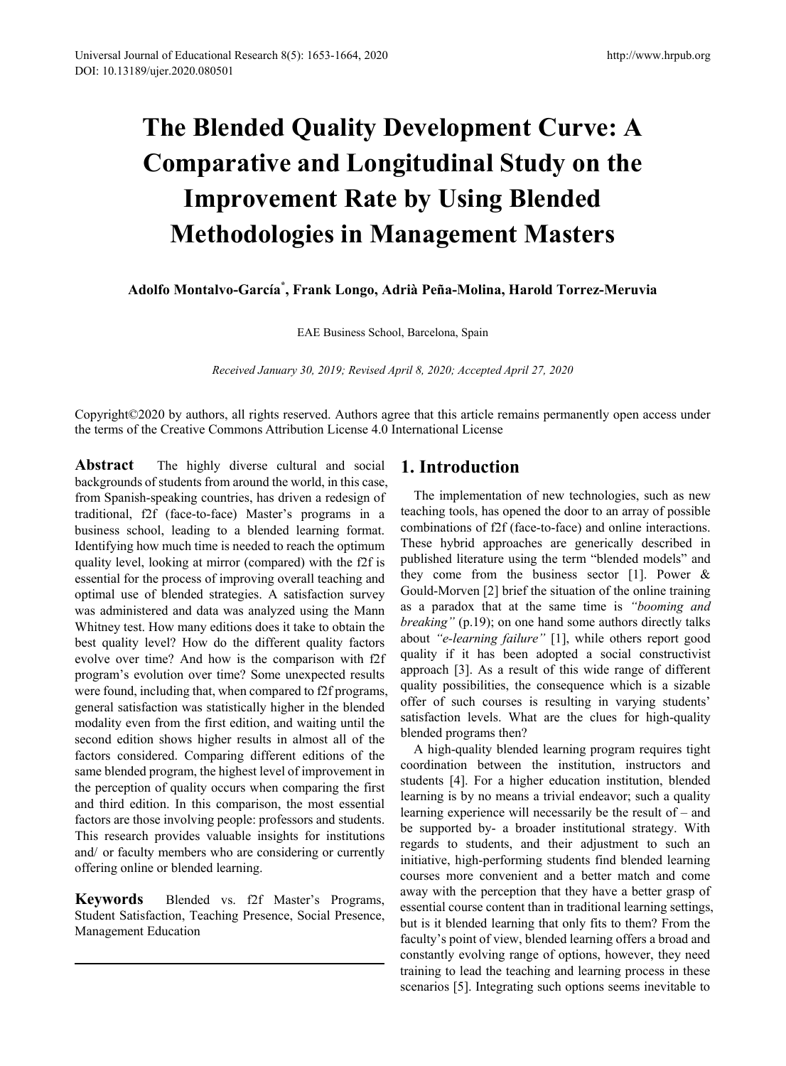# The Blended Quality Development Curve: A Comparative and Longitudinal Study on the Improvement Rate by Using Blended Methodologies in Management Masters

**Adolfo Montalvo-García***, **Frank Longo, Adrià Peña-Molina, Harold Torrez-Meruvia**

EAE Business School, Barcelona, Spain

*Received January 30, 2019; Revised April 8, 2020; Accepted April 27, 2020*

Copyright©2020 by authors, all rights reserved. Authors agree that this article remains permanently open access under the terms of the Creative Commons Attribution License 4.0 International License

**Abstract** The highly diverse cultural and social backgrounds of students from around the world, in this case, from Spanish-speaking countries, has driven a redesign of traditional, f2f (face-to-face) Master's programs in a business school, leading to a blended learning format. Identifying how much time is needed to reach the optimum quality level, looking at mirror (compared) with the f2f is essential for the process of improving overall teaching and optimal use of blended strategies. A satisfaction survey was administered and data was analyzed using the Mann Whitney test. How many editions does it take to obtain the best quality level? How do the different quality factors evolve over time? And how is the comparison with f2f program's evolution over time? Some unexpected results were found, including that, when compared to f2f programs, general satisfaction was statistically higher in the blended modality even from the first edition, and waiting until the second edition shows higher results in almost all of the factors considered. Comparing different editions of the same blended program, the highest level of improvement in the perception of quality occurs when comparing the first and third edition. In this comparison, the most essential factors are those involving people: professors and students. This research provides valuable insights for institutions and/ or faculty members who are considering or currently offering online or blended learning.

**Keywords** Blended vs. f2f Master's Programs, Student Satisfaction, Teaching Presence, Social Presence, Management Education

## 1. Introduction

The implementation of new technologies, such as new teaching tools, has opened the door to an array of possible combinations of f2f (face-to-face) and online interactions. These hybrid approaches are generically described in published literature using the term "blended models" and they come from the business sector [1]. Power & Gould-Morven [2] brief the situation of the online training as a paradox that at the same time is *"booming and breaking"* (p.19); on one hand some authors directly talks about *"e-learning failure"* [1], while others report good quality if it has been adopted a social constructivist approach [3]. As a result of this wide range of different quality possibilities, the consequence which is a sizable offer of such courses is resulting in varying students' satisfaction levels. What are the clues for high-quality blended programs then?

A high-quality blended learning program requires tight coordination between the institution, instructors and students [4]. For a higher education institution, blended learning is by no means a trivial endeavor; such a quality learning experience will necessarily be the result of – and be supported by- a broader institutional strategy. With regards to students, and their adjustment to such an initiative, high-performing students find blended learning courses more convenient and a better match and come away with the perception that they have a better grasp of essential course content than in traditional learning settings, but is it blended learning that only fits to them? From the faculty's point of view, blended learning offers a broad and constantly evolving range of options, however, they need training to lead the teaching and learning process in these scenarios [5]. Integrating such options seems inevitable to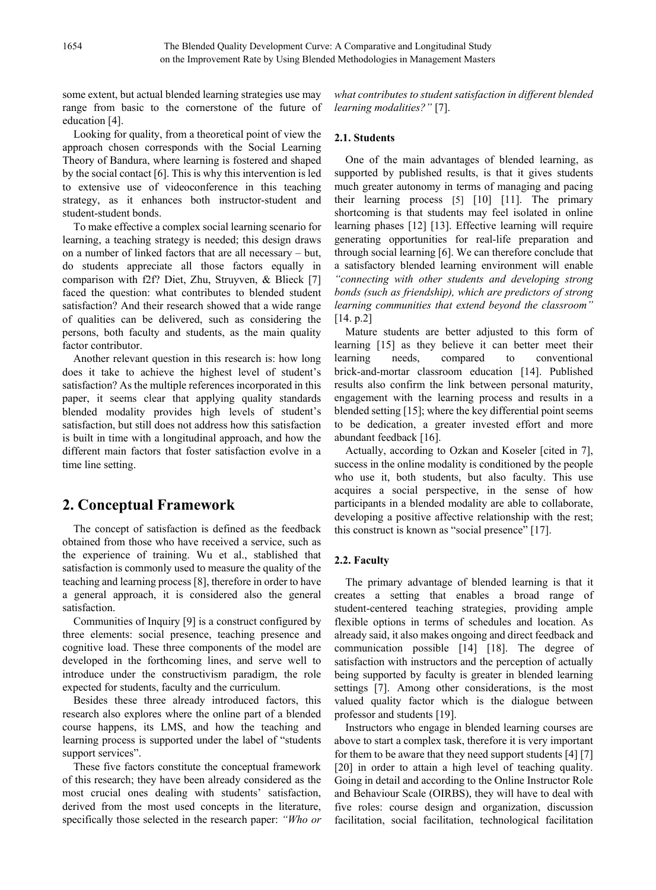some extent, but actual blended learning strategies use may range from basic to the cornerstone of the future of education [4].

Looking for quality, from a theoretical point of view the approach chosen corresponds with the Social Learning Theory of Bandura, where learning is fostered and shaped by the social contact [6]. This is why this intervention is led to extensive use of videoconference in this teaching strategy, as it enhances both instructor-student and student-student bonds.

To make effective a complex social learning scenario for learning, a teaching strategy is needed; this design draws on a number of linked factors that are all necessary – but, do students appreciate all those factors equally in comparison with f2f? Diet, Zhu, Struyven, & Bliek [7] faced the question: what contributes to blended student satisfaction? And their research showed that a wide range of qualities can be delivered, such as considering the persons, both faculty and students, as the main quality factor contributor.

Another relevant question in this research is: how long does it take to achieve the highest level of student's satisfaction? As the multiple references incorporated in this paper, it seems clear that applying quality standards blended modality provides high levels of student's satisfaction, but still does not address how this satisfaction is built in time with a longitudinal approach, and how the different main factors that foster satisfaction evolve in a time line setting.

## 2. Conceptual Framework

The concept of satisfaction is defined as the feedback obtained from those who have received a service, such as the experience of training. Wu et al., stablished that satisfaction is commonly used to measure the quality of the teaching and learning process [8], therefore in order to have a general approach, it is considered also the general satisfaction.

Communities of Inquiry [9] is a construct configured by three elements: social presence, teaching presence and cognitive load. These three components of the model are developed in the forthcoming lines, and serve well to introduce under the constructivism paradigm, the role expected for students, faculty and the curriculum.

Besides these three already introduced factors, this research also explores where the online part of a blended course happens, its LMS, and how the teaching and learning process is supported under the label of "students support services".

These five factors constitute the conceptual framework of this research; they have been already considered as the most crucial ones dealing with students' satisfaction, derived from the most used concepts in the literature, specifically those selected in the research paper: *"Who or what contributes to student satisfaction in different blended learning modalities?"* [7].

### 2.1. Students

One of the main advantages of blended learning, as supported by published results, is that it gives students much greater autonomy in terms of managing and pacing their learning process [5] [10] [11]. The primary shortcoming is that students may feel isolated in online learning phases [12] [13]. Effective learning will require generating opportunities for real-life preparation and through social learning [6]. We can therefore conclude that a satisfactory blended learning environment will enable *"connecting with other students and developing strong bonds (such as friendship), which are predictors of strong learning communities that extend beyond the classroom"* [14. p.2]

Mature students are better adjusted to this form of learning [15] as they believe it can better meet their learning needs, compared to conventional brick-and-mortar classroom education [14]. Published results also confirm the link between personal maturity, engagement with the learning process and results in a blended setting [15]; where the key differential point seems to be dedication, a greater invested effort and more abundant feedback [16].

Actually, according to Ozkan and Koseler [cited in 7], success in the online modality is conditioned by the people who use it, both students, but also faculty. This use acquires a social perspective, in the sense of how participants in a blended modality are able to collaborate, developing a positive affective relationship with the rest; this construct is known as "social presence" [17].

### 2.2. Faculty

The primary advantage of blended learning is that it creates a setting that enables a broad range of student-centered teaching strategies, providing ample flexible options in terms of schedules and location. As already said, it also makes ongoing and direct feedback and communication possible [14] [18]. The degree of satisfaction with instructors and the perception of actually being supported by faculty is greater in blended learning settings [7]. Among other considerations, is the most valued quality factor which is the dialogue between professor and students [19].

Instructors who engage in blended learning courses are above to start a complex task, therefore it is very important for them to be aware that they need support students [4] [7] [20] in order to attain a high level of teaching quality. Going in detail and according to the Online Instructor Role and Behaviour Scale (OIRBS), they will have to deal with five roles: course design and organization, discussion facilitation, social facilitation, technological facilitation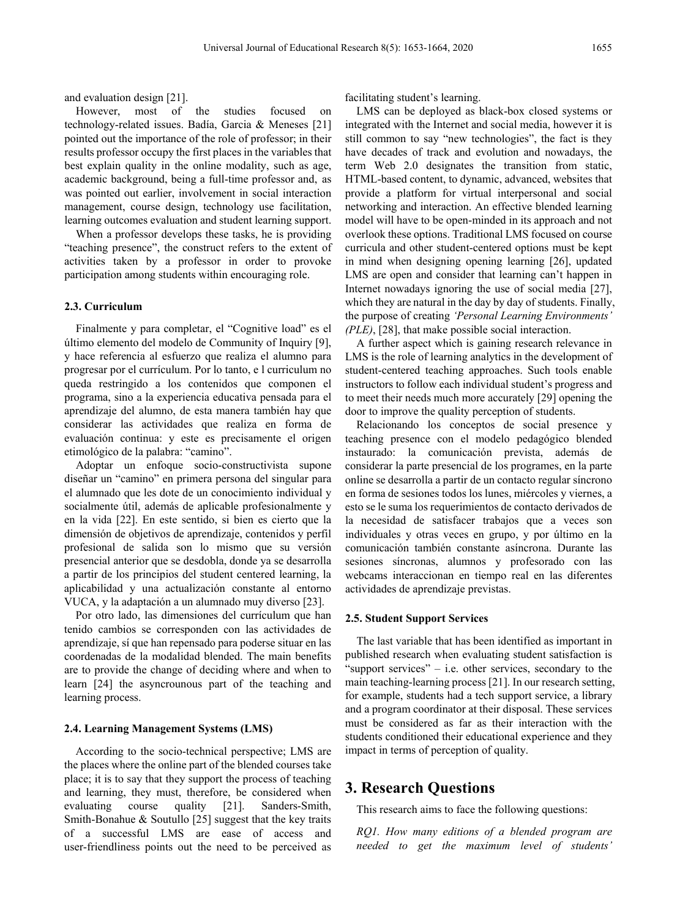and evaluation design [21].

However, most of the studies focused on technology-related issues. Badía, Garcia & Meneses [21] pointed out the importance of the role of professor; in their results professor occupy the first places in the variables that best explain quality in the online modality, such as age, academic background, being a full-time professor and, as was pointed out earlier, involvement in social interaction management, course design, technology use facilitation, learning outcomes evaluation and student learning support.

When a professor develops these tasks, he is providing "teaching presence", the construct refers to the extent of activities taken by a professor in order to provoke participation among students within encouraging role.

### 2.3. Curriculum

Finalmente y para completar, el "Cognitive load" es el último elemento del modelo de Community of Inquiry [9], y hace referencia al esfuerzo que realiza el alumno para progresar por el currículum. Por lo tanto, e l curriculum no queda restringido a los contenidos que componen el programa, sino a la experiencia educativa pensada para el aprendizaje del alumno, de esta manera también hay que considerar las actividades que realiza en forma de evaluación continua: y este es precisamente el origen etimológico de la palabra: "camino".

Adoptar un enfoque socio-constructivista supone diseñar un "camino" en primera persona del singular para el alumnado que les dote de un conocimiento individual y socialmente útil, además de aplicable profesionalmente y en la vida [22]. En este sentido, si bien es cierto que la dimensión de objetivos de aprendizaje, contenidos y perfil profesional de salida son lo mismo que su versión presencial anterior que se desdobla, donde ya se desarrolla a partir de los principios del student centered learning, la aplicabilidad y una actualización constante al entorno VUCA, y la adaptación a un alumnado muy diverso [23].

Por otro lado, las dimensiones del currículum que han tenido cambios se corresponden con las actividades de aprendizaje, sí que han repensado para poderse situar en las coordenadas de la modalidad blended. The main benefits are to provide the change of deciding where and when to learn [24] the asyncrounous part of the teaching and learning process.

### 2.4. Learning Management Systems (LMS)

According to the socio-technical perspective; LMS are the places where the online part of the blended courses take place; it is to say that they support the process of teaching and learning, they must, therefore, be considered when evaluating course quality [21]. Sanders-Smith, Smith-Bonahue & Soutullo [25] suggest that the key traits of a successful LMS are ease of access and user-friendliness points out the need to be perceived as facilitating student's learning.

LMS can be deployed as black-box closed systems or integrated with the Internet and social media, however it is still common to say "new technologies", the fact is they have decades of track and evolution and nowadays, the term Web 2.0 designates the transition from static, HTML-based content, to dynamic, advanced, websites that provide a platform for virtual interpersonal and social networking and interaction. An effective blended learning model will have to be open-minded in its approach and not overlook these options. Traditional LMS focused on course curricula and other student-centered options must be kept in mind when designing opening learning [26], updated LMS are open and consider that learning can't happen in Internet nowadays ignoring the use of social media [27], which they are natural in the day by day of students. Finally, the purpose of creating *'Personal Learning Environments' (PLE)*, [28], that make possible social interaction.

A further aspect which is gaining research relevance in LMS is the role of learning analytics in the development of student-centered teaching approaches. Such tools enable instructors to follow each individual student's progress and to meet their needs much more accurately [29] opening the door to improve the quality perception of students.

Relacionando los conceptos de social presence y teaching presence con el modelo pedagógico blended instaurado: la comunicación prevista, además de considerar la parte presencial de los programes, en la parte online se desarrolla a partir de un contacto regular síncrono en forma de sesiones todos los lunes, miércoles y viernes, a esto se le suma los requerimientos de contacto derivados de la necesidad de satisfacer trabajos que a veces son individuales y otras veces en grupo, y por último en la comunicación también constante asíncrona. Durante las sesiones síncronas, alumnos y profesorado con las webcams interaccionan en tiempo real en las diferentes actividades de aprendizaje previstas.

### 2.5. Student Support Services

The last variable that has been identified as important in published research when evaluating student satisfaction is "support services" – i.e. other services, secondary to the main teaching-learning process [21]. In our research setting, for example, students had a tech support service, a library and a program coordinator at their disposal. These services must be considered as far as their interaction with the students conditioned their educational experience and they impact in terms of perception of quality.

## 3. Research Questions

This research aims to face the following questions:

*RQ1. How many editions of a blended program are needed to get the maximum level of students'*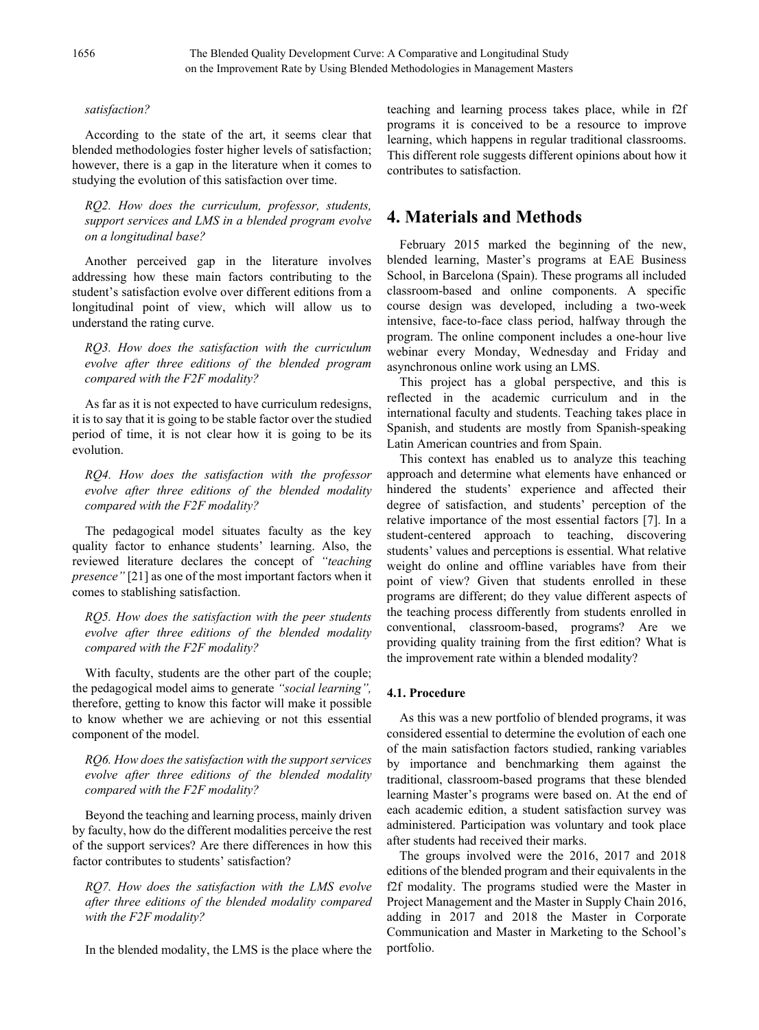*satisfaction?*

According to the state of the art, it seems clear that blended methodologies foster higher levels of satisfaction; however, there is a gap in the literature when it comes to studying the evolution of this satisfaction over time.

*RQ2. How does the curriculum, professor, students, support services and LMS in a blended program evolve on a longitudinal base?*

Another perceived gap in the literature involves addressing how these main factors contributing to the student's satisfaction evolve over different editions from a longitudinal point of view, which will allow us to understand the rating curve.

*RQ3. How does the satisfaction with the curriculum evolve after three editions of the blended program compared with the F2F modality?*

As far as it is not expected to have curriculum redesigns, it is to say that it is going to be stable factor over the studied period of time, it is not clear how it is going to be its evolution.

*RQ4. How does the satisfaction with the professor evolve after three editions of the blended modality compared with the F2F modality?*

The pedagogical model situates faculty as the key quality factor to enhance students' learning. Also, the reviewed literature declares the concept of *"teaching presence"* [21] as one of the most important factors when it comes to stablishing satisfaction.

*RQ5. How does the satisfaction with the peer students evolve after three editions of the blended modality compared with the F2F modality?*

With faculty, students are the other part of the couple; the pedagogical model aims to generate *"social learning"*, therefore, getting to know this factor will make it possible to know whether we are achieving or not this essential component of the model.

*RQ6. How does the satisfaction with the support services evolve after three editions of the blended modality compared with the F2F modality?*

Beyond the teaching and learning process, mainly driven by faculty, how do the different modalities perceive the rest of the support services? Are there differences in how this factor contributes to students' satisfaction?

*RQ7. How does the satisfaction with the LMS evolve after three editions of the blended modality compared with the F2F modality?*

In the blended modality, the LMS is the place where the teaching and learning process takes place, while in f2f programs it is conceived to be a resource to improve learning, which happens in regular traditional classrooms. This different role suggests different opinions about how it contributes to satisfaction.

# 4. Materials and Methods

February 2015 marked the beginning of the new, blended learning, Master's programs at EAE Business School, in Barcelona (Spain). These programs all included classroom-based and online components. A specific course design was developed, including a two-week intensive, face-to-face class period, halfway through the program. The online component includes a one-hour live webinar every Monday, Wednesday and Friday and asynchronous online work using an LMS.

This project has a global perspective, and this is reflected in the academic curriculum and in the international faculty and students. Teaching takes place in Spanish, and students are mostly from Spanish-speaking Latin American countries and from Spain.

This context has enabled us to analyze this teaching approach and determine what elements have enhanced or hindered the students' experience and affected their degree of satisfaction, and students' perception of the relative importance of the most essential factors [7]. In a student-centered approach to teaching, discovering students' values and perceptions is essential. What relative weight do online and offline variables have from their point of view? Given that students enrolled in these programs are different; do they value different aspects of the teaching process differently from students enrolled in conventional, classroom-based, programs? Are we providing quality training from the first edition? What is the improvement rate within a blended modality?

### 4.1. Procedure

As this was a new portfolio of blended programs, it was considered essential to determine the evolution of each one of the main satisfaction factors studied, ranking variables by importance and benchmarking them against the traditional, classroom-based programs that these blended learning Master's programs were based on. At the end of each academic edition, a student satisfaction survey was administered. Participation was voluntary and took place after students had received their marks.

The groups involved were the 2016, 2017 and 2018 editions of the blended program and their equivalents in the f2f modality. The programs studied were the Master in Project Management and the Master in Supply Chain 2016, adding in 2017 and 2018 the Master in Corporate Communication and Master in Marketing to the School's portfolio.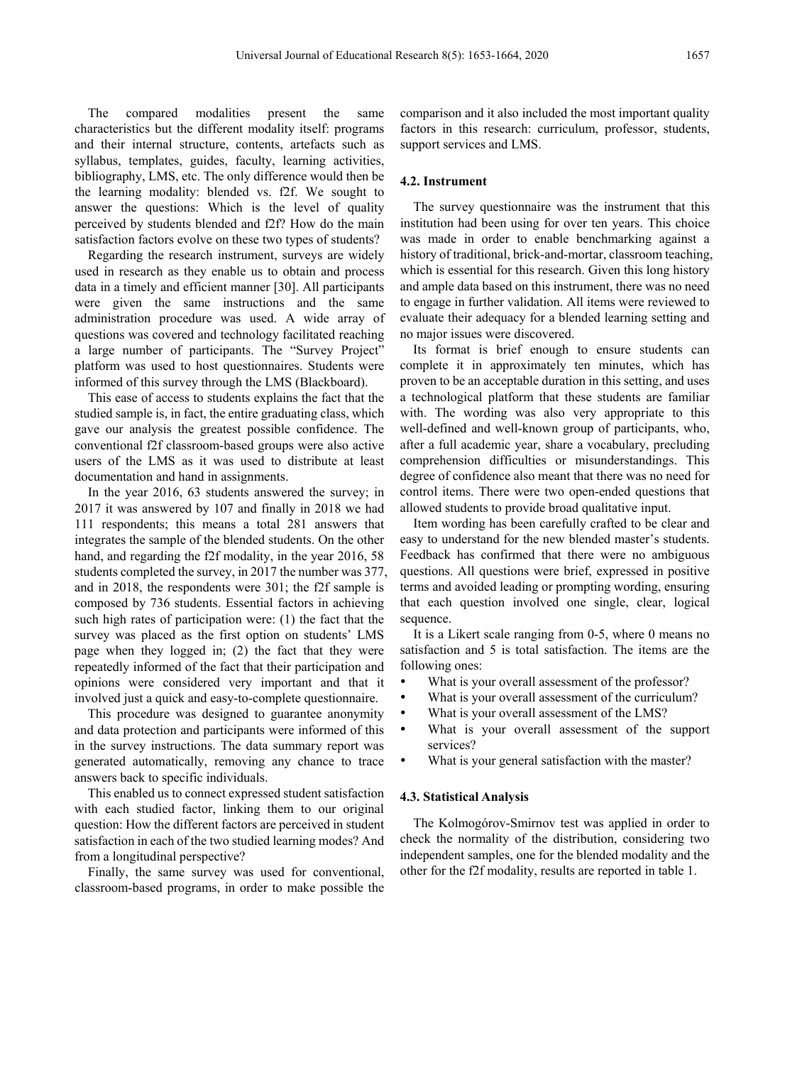The compared modalities present the same characteristics but the different modality itself: programs and their internal structure, contents, artefacts such as syllabus, templates, guides, faculty, learning activities, bibliography, LMS, etc. The only difference would then be the learning modality: blended vs. f2f. We sought to answer the questions: Which is the level of quality perceived by students blended and f2f? How do the main satisfaction factors evolve on these two types of students?

Regarding the research instrument, surveys are widely used in research as they enable us to obtain and process data in a timely and efficient manner [30]. All participants were given the same instructions and the same administration procedure was used. A wide array of questions was covered and technology facilitated reaching a large number of participants. The "Survey Project" platform was used to host questionnaires. Students were informed of this survey through the LMS (Blackboard).

This ease of access to students explains the fact that the studied sample is, in fact, the entire graduating class, which gave our analysis the greatest possible confidence. The conventional f2f classroom-based groups were also active users of the LMS as it was used to distribute at least documentation and hand in assignments.

In the year 2016, 63 students answered the survey; in 2017 it was answered by 107 and finally in 2018 we had 111 respondents; this means a total 281 answers that integrates the sample of the blended students. On the other hand, and regarding the f2f modality, in the year 2016, 58 students completed the survey, in 2017 the number was 377, and in 2018, the respondents were 301; the f2f sample is composed by 736 students. Essential factors in achieving such high rates of participation were: (1) the fact that the survey was placed as the first option on students' LMS page when they logged in; (2) the fact that they were repeatedly informed of the fact that their participation and opinions were considered very important and that it involved just a quick and easy-to-complete questionnaire.

This procedure was designed to guarantee anonymity and data protection and participants were informed of this in the survey instructions. The data summary report was generated automatically, removing any chance to trace answers back to specific individuals.

This enabled us to connect expressed student satisfaction with each studied factor, linking them to our original question: How the different factors are perceived in student satisfaction in each of the two studied learning modes? And from a longitudinal perspective?

Finally, the same survey was used for conventional, classroom-based programs, in order to make possible the comparison and it also included the most important quality factors in this research: curriculum, professor, students, support services and LMS.

### 4.2. Instrument

The survey questionnaire was the instrument that this institution had been using for over ten years. This choice was made in order to enable benchmarking against a history of traditional, brick-and-mortar, classroom teaching, which is essential for this research. Given this long history and ample data based on this instrument, there was no need to engage in further validation. All items were reviewed to evaluate their adequacy for a blended learning setting and no major issues were discovered.

Its format is brief enough to ensure students can complete it in approximately ten minutes, which has proven to be an acceptable duration in this setting, and uses a technological platform that these students are familiar with. The wording was also very appropriate to this well-defined and well-known group of participants, who, after a full academic year, share a vocabulary, precluding comprehension difficulties or misunderstandings. This degree of confidence also meant that there was no need for control items. There were two open-ended questions that allowed students to provide broad qualitative input.

Item wording has been carefully crafted to be clear and easy to understand for the new blended master's students. Feedback has confirmed that there were no ambiguous questions. All questions were brief, expressed in positive terms and avoided leading or prompting wording, ensuring that each question involved one single, clear, logical sequence.

It is a Likert scale ranging from 0-5, where 0 means no satisfaction and 5 is total satisfaction. The items are the following ones:

- What is your overall assessment of the professor?
- What is your overall assessment of the curriculum?
- What is your overall assessment of the LMS?
- What is your overall assessment of the support services?
- What is your general satisfaction with the master?

### 4.3. Statistical Analysis

The Kolmogórov-Smirnov test was applied in order to check the normality of the distribution, considering two independent samples, one for the blended modality and the other for the f2f modality, results are reported in table 1.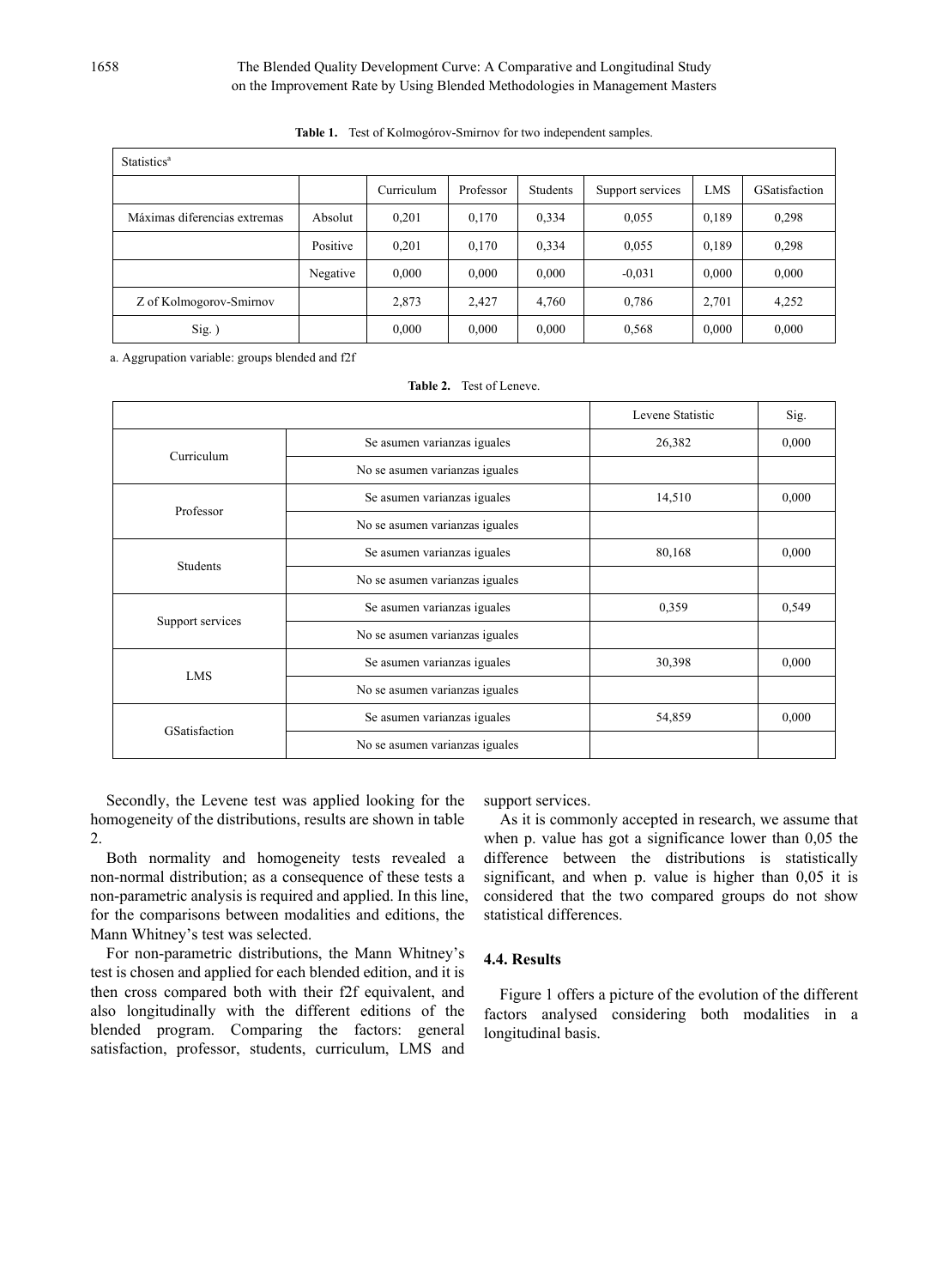**Table 1.** Test of Kolmogórov-Smirnov for two independent samples.

| Statistics[a] | | | | | | | |
|---|---|---|---|---|---|---|---|
| | | Curriculum | Professor | Students | Support services | LMS | GSatisfaction |
| Máximas diferencias extremas | Absolut | 0,201 | 0,170 | 0,334 | 0,055 | 0,189 | 0,298 |
| | Positive | 0,201 | 0,170 | 0,334 | 0,055 | 0,189 | 0,298 |
| | Negative | 0,000 | 0,000 | 0,000 | -0,031 | 0,000 | 0,000 |
| Z of Kolmogorov-Smirnov | | 2,873 | 2,427 | 4,760 | 0,786 | 2,701 | 4,252 |
| Sig. ) | | 0,000 | 0,000 | 0,000 | 0,568 | 0,000 | 0,000 |

a. Aggrupation variable: groups blended and f2f

**Table 2.** Test of Leneve.

| | | Levene Statistic | Sig. |
|---|---|---|---|
| Curriculum | Se asumen varianzas iguales | 26,382 | 0,000 |
| | No se asumen varianzas iguales | | |
| Professor | Se asumen varianzas iguales | 14,510 | 0,000 |
| | No se asumen varianzas iguales | | |
| Students | Se asumen varianzas iguales | 80,168 | 0,000 |
| | No se asumen varianzas iguales | | |
| Support services | Se asumen varianzas iguales | 0,359 | 0,549 |
| | No se asumen varianzas iguales | | |
| LMS | Se asumen varianzas iguales | 30,398 | 0,000 |
| | No se asumen varianzas iguales | | |
| GSatisfaction | Se asumen varianzas iguales | 54,859 | 0,000 |
| | No se asumen varianzas iguales | | |

Secondly, the Levene test was applied looking for the homogeneity of the distributions, results are shown in table 2.

Both normality and homogeneity tests revealed a non-normal distribution; as a consequence of these tests a non-parametric analysis is required and applied. In this line, for the comparisons between modalities and editions, the Mann Whitney's test was selected.

For non-parametric distributions, the Mann Whitney's test is chosen and applied for each blended edition, and it is then cross compared both with their f2f equivalent, and also longitudinally with the different editions of the blended program. Comparing the factors: general satisfaction, professor, students, curriculum, LMS and support services.

As it is commonly accepted in research, we assume that when p. value has got a significance lower than 0,05 the difference between the distributions is statistically significant, and when p. value is higher than 0,05 it is considered that the two compared groups do not show statistical differences.

### 4.4. Results

Figure 1 offers a picture of the evolution of the different factors analysed considering both modalities in a longitudinal basis.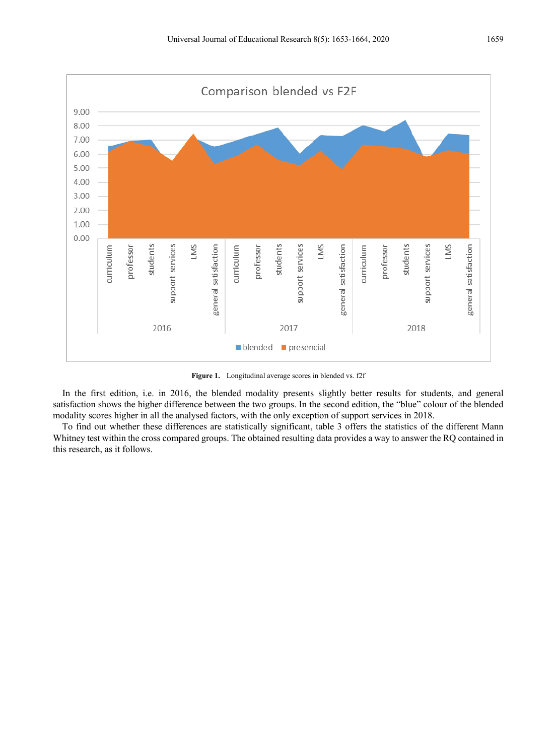**Figure 1.** Longitudinal average scores in blended vs. f2f

In the first edition, i.e. in 2016, the blended modality presents slightly better results for students, and general satisfaction shows the higher difference between the two groups. In the second edition, the "blue" colour of the blended modality scores higher in all the analysed factors, with the only exception of support services in 2018.

To find out whether these differences are statistically significant, table 3 offers the statistics of the different Mann Whitney test within the cross compared groups. The obtained resulting data provides a way to answer the RQ contained in this research, as it follows.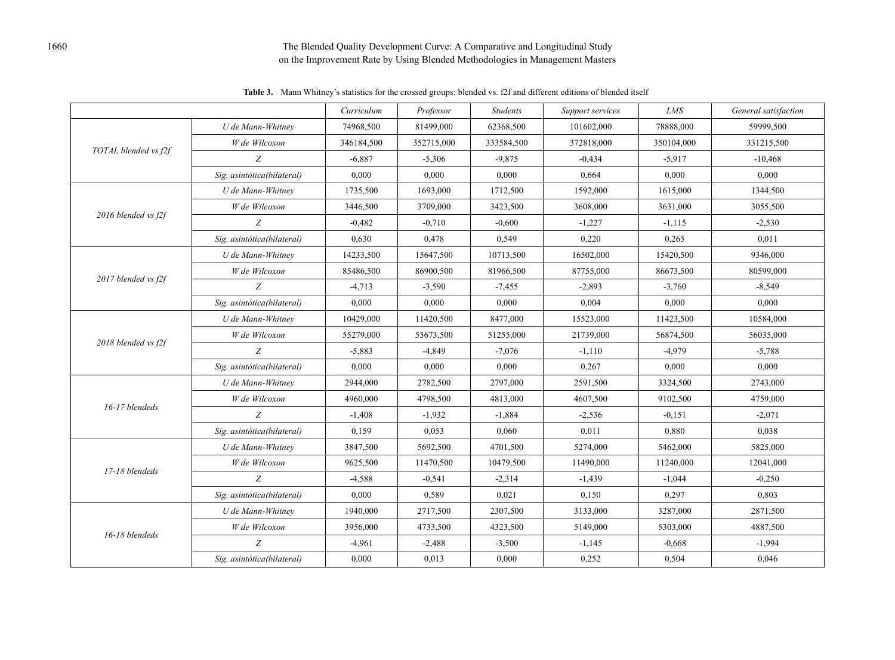**Table 3.** Mann Whitney's statistics for the crossed groups: blended vs. f2f and different editions of blended itself

| | | *Curriculum* | *Professor* | *Students* | *Support services* | *LMS* | *General satisfaction* |
|---|---|---|---|---|---|---|---|
| *TOTAL blended vs f2f* | *U de Mann-Whitney* | 74968,500 | 81499,000 | 62368,500 | 101602,000 | 78888,000 | 59999,500 |
| | *W de Wilcoxon* | 346184,500 | 352715,000 | 333584,500 | 372818,000 | 350104,000 | 331215,500 |
| | *Z* | -6,887 | -5,306 | -9,875 | -0,434 | -5,917 | -10,468 |
| | *Sig. asintótica(bilateral)* | 0,000 | 0,000 | 0,000 | 0,664 | 0,000 | 0,000 |
| *2016 blended vs f2f* | *U de Mann-Whitney* | 1735,500 | 1693,000 | 1712,500 | 1592,000 | 1615,000 | 1344,500 |
| | *W de Wilcoxon* | 3446,500 | 3709,000 | 3423,500 | 3608,000 | 3631,000 | 3055,500 |
| | *Z* | -0,482 | -0,710 | -0,600 | -1,227 | -1,115 | -2,530 |
| | *Sig. asintótica(bilateral)* | 0,630 | 0,478 | 0,549 | 0,220 | 0,265 | 0,011 |
| *2017 blended vs f2f* | *U de Mann-Whitney* | 14233,500 | 15647,500 | 10713,500 | 16502,000 | 15420,500 | 9346,000 |
| | *W de Wilcoxon* | 85486,500 | 86900,500 | 81966,500 | 87755,000 | 86673,500 | 80599,000 |
| | *Z* | -4,713 | -3,590 | -7,455 | -2,893 | -3,760 | -8,549 |
| | *Sig. asintótica(bilateral)* | 0,000 | 0,000 | 0,000 | 0,004 | 0,000 | 0,000 |
| *2018 blended vs f2f* | *U de Mann-Whitney* | 10429,000 | 11420,500 | 8477,000 | 15523,000 | 11423,500 | 10584,000 |
| | *W de Wilcoxon* | 55279,000 | 55673,500 | 51255,000 | 21739,000 | 56874,500 | 56035,000 |
| | *Z* | -5,883 | -4,849 | -7,076 | -1,110 | -4,979 | -5,788 |
| | *Sig. asintótica(bilateral)* | 0,000 | 0,000 | 0,000 | 0,267 | 0,000 | 0,000 |
| *16-17 blendeds* | *U de Mann-Whitney* | 2944,000 | 2782,500 | 2797,000 | 2591,500 | 3324,500 | 2743,000 |
| | *W de Wilcoxon* | 4960,000 | 4798,500 | 4813,000 | 4607,500 | 9102,500 | 4759,000 |
| | *Z* | -1,408 | -1,932 | -1,884 | -2,536 | -0,151 | -2,071 |
| | *Sig. asintótica(bilateral)* | 0,159 | 0,053 | 0,060 | 0,011 | 0,880 | 0,038 |
| *17-18 blendeds* | *U de Mann-Whitney* | 3847,500 | 5692,500 | 4701,500 | 5274,000 | 5462,000 | 5825,000 |
| | *W de Wilcoxon* | 9625,500 | 11470,500 | 10479,500 | 11490,000 | 11240,000 | 12041,000 |
| | *Z* | -4,588 | -0,541 | -2,314 | -1,439 | -1,044 | -0,250 |
| | *Sig. asintótica(bilateral)* | 0,000 | 0,589 | 0,021 | 0,150 | 0,297 | 0,803 |
| *16-18 blendeds* | *U de Mann-Whitney* | 1940,000 | 2717,500 | 2307,500 | 3133,000 | 3287,000 | 2871,500 |
| | *W de Wilcoxon* | 3956,000 | 4733,500 | 4323,500 | 5149,000 | 5303,000 | 4887,500 |
| | *Z* | -4,961 | -2,488 | -3,500 | -1,145 | -0,668 | -1,994 |
| | *Sig. asintótica(bilateral)* | 0,000 | 0,013 | 0,000 | 0,252 | 0,504 | 0,046 |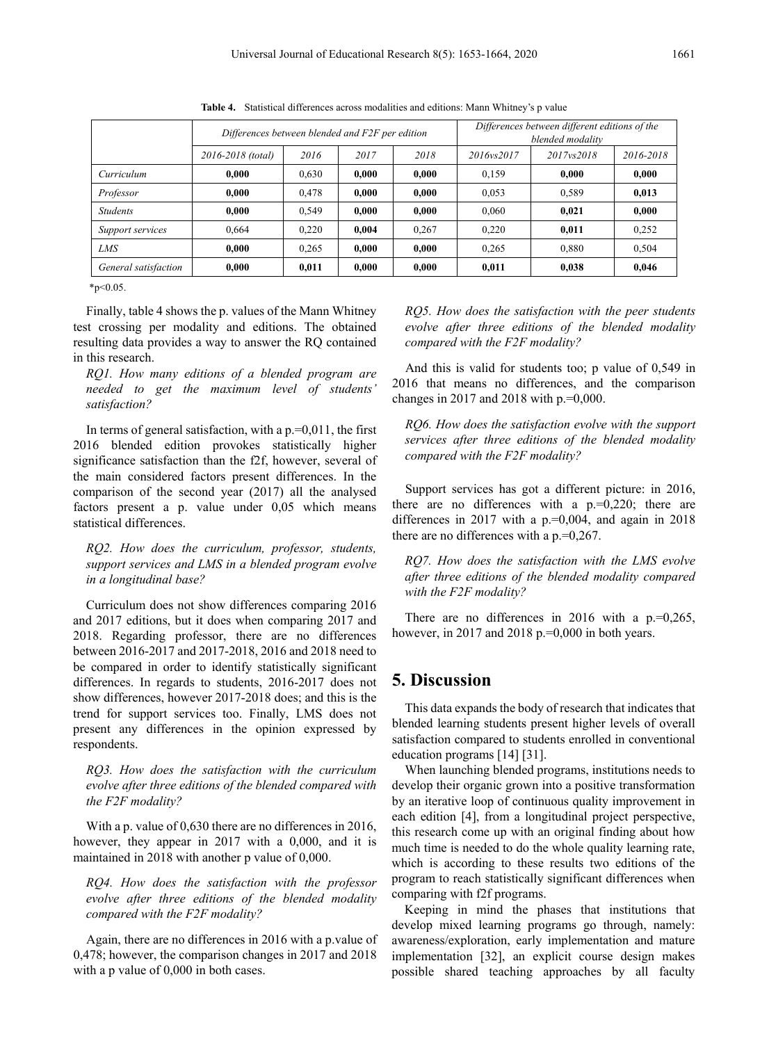**Table 4.** Statistical differences across modalities and editions: Mann Whitney's p value

| | *Differences between blended and F2F per edition* | | | | *Differences between different editions of the blended modality* | | |
|---|---|---|---|---|---|---|---|
| | *2016-2018 (total)* | *2016* | *2017* | *2018* | *2016vs2017* | *2017vs2018* | *2016-2018* |
| *Curriculum* | **0,000** | 0,630 | **0,000** | **0,000** | 0,159 | **0,000** | **0,000** |
| *Professor* | **0,000** | 0,478 | **0,000** | **0,000** | 0,053 | 0,589 | **0,013** |
| *Students* | **0,000** | 0,549 | **0,000** | **0,000** | 0,060 | **0,021** | **0,000** |
| *Support services* | 0,664 | 0,220 | **0,004** | 0,267 | 0,220 | **0,011** | 0,252 |
| *LMS* | **0,000** | 0,265 | **0,000** | **0,000** | 0,265 | 0,880 | 0,504 |
| *General satisfaction* | **0,000** | **0,011** | **0,000** | **0,000** | **0,011** | **0,038** | **0,046** |

*$p<0.05$.

Finally, table 4 shows the p. values of the Mann Whitney test crossing per modality and editions. The obtained resulting data provides a way to answer the RQ contained in this research.

*RQ1. How many editions of a blended program are needed to get the maximum level of students' satisfaction?*

In terms of general satisfaction, with a p.=0,011, the first 2016 blended edition provokes statistically higher significance satisfaction than the f2f, however, several of the main considered factors present differences. In the comparison of the second year (2017) all the analysed factors present a p. value under 0,05 which means statistical differences.

*RQ2. How does the curriculum, professor, students, support services and LMS in a blended program evolve in a longitudinal base?*

Curriculum does not show differences comparing 2016 and 2017 editions, but it does when comparing 2017 and 2018. Regarding professor, there are no differences between 2016-2017 and 2017-2018, 2016 and 2018 need to be compared in order to identify statistically significant differences. In regards to students, 2016-2017 does not show differences, however 2017-2018 does; and this is the trend for support services too. Finally, LMS does not present any differences in the opinion expressed by respondents.

*RQ3. How does the satisfaction with the curriculum evolve after three editions of the blended compared with the F2F modality?*

With a p. value of 0,630 there are no differences in 2016, however, they appear in 2017 with a 0,000, and it is maintained in 2018 with another p value of 0,000.

*RQ4. How does the satisfaction with the professor evolve after three editions of the blended modality compared with the F2F modality?*

Again, there are no differences in 2016 with a p.value of 0,478; however, the comparison changes in 2017 and 2018 with a p value of 0,000 in both cases.

*RQ5. How does the satisfaction with the peer students evolve after three editions of the blended modality compared with the F2F modality?*

And this is valid for students too; p value of 0,549 in 2016 that means no differences, and the comparison changes in 2017 and 2018 with p.=0,000.

*RQ6. How does the satisfaction evolve with the support services after three editions of the blended modality compared with the F2F modality?*

Support services has got a different picture: in 2016, there are no differences with a p.=0,220; there are differences in 2017 with a p.=0,004, and again in 2018 there are no differences with a p.=0,267.

*RQ7. How does the satisfaction with the LMS evolve after three editions of the blended modality compared with the F2F modality?*

There are no differences in 2016 with a p.=0,265, however, in 2017 and 2018 p.=0,000 in both years.

## 5. Discussion

This data expands the body of research that indicates that blended learning students present higher levels of overall satisfaction compared to students enrolled in conventional education programs [14] [31].

When launching blended programs, institutions needs to develop their organic grown into a positive transformation by an iterative loop of continuous quality improvement in each edition [4], from a longitudinal project perspective, this research come up with an original finding about how much time is needed to do the whole quality learning rate, which is according to these results two editions of the program to reach statistically significant differences when comparing with f2f programs.

Keeping in mind the phases that institutions that develop mixed learning programs go through, namely: awareness/exploration, early implementation and mature implementation [32], an explicit course design makes possible shared teaching approaches by all faculty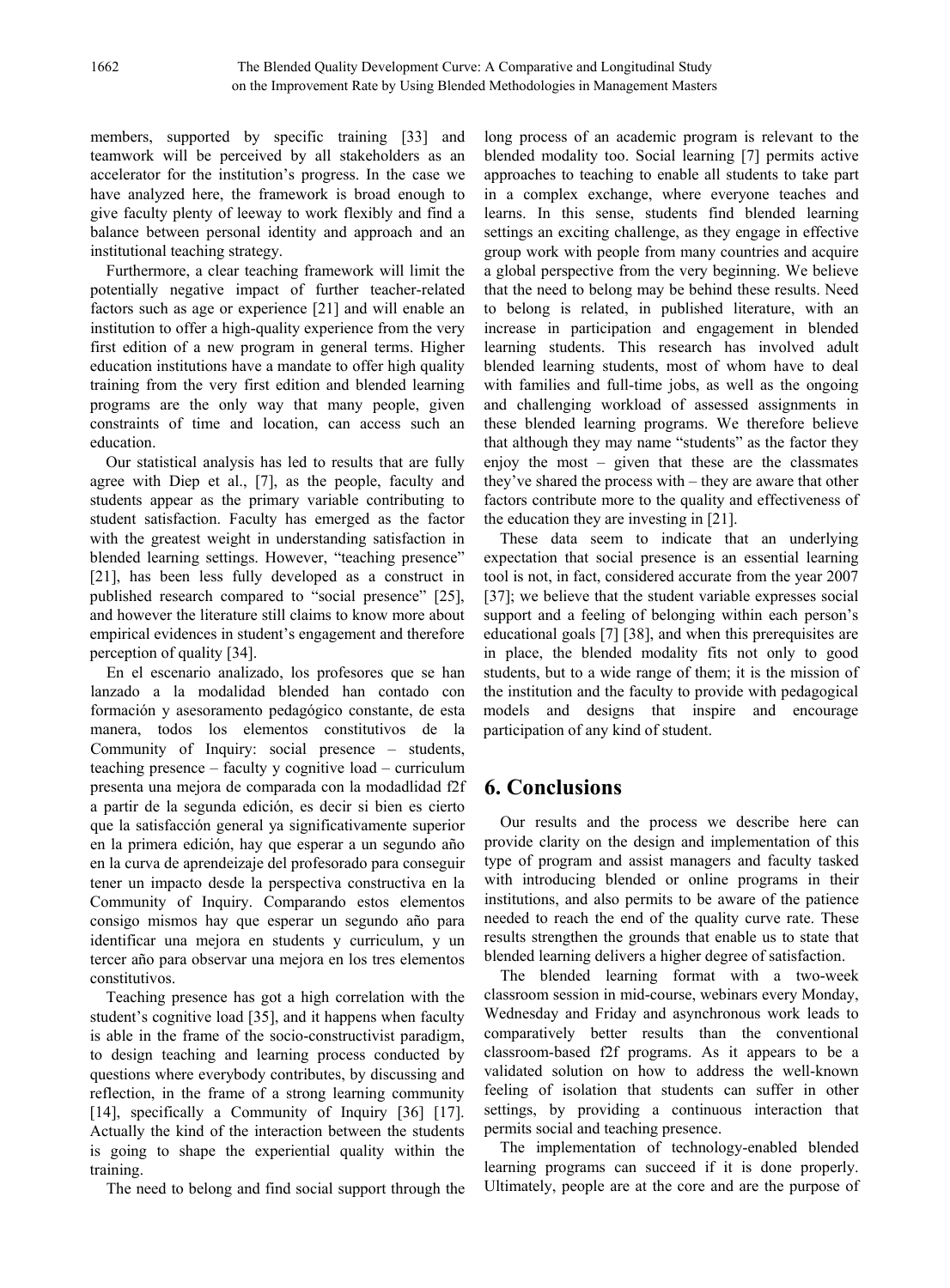members, supported by specific training [33] and teamwork will be perceived by all stakeholders as an accelerator for the institution's progress. In the case we have analyzed here, the framework is broad enough to give faculty plenty of leeway to work flexibly and find a balance between personal identity and approach and an institutional teaching strategy.

Furthermore, a clear teaching framework will limit the potentially negative impact of further teacher-related factors such as age or experience [21] and will enable an institution to offer a high-quality experience from the very first edition of a new program in general terms. Higher education institutions have a mandate to offer high quality training from the very first edition and blended learning programs are the only way that many people, given constraints of time and location, can access such an education.

Our statistical analysis has led to results that are fully agree with Diep et al., [7], as the people, faculty and students appear as the primary variable contributing to student satisfaction. Faculty has emerged as the factor with the greatest weight in understanding satisfaction in blended learning settings. However, "teaching presence" [21], has been less fully developed as a construct in published research compared to "social presence" [25], and however the literature still claims to know more about empirical evidences in student's engagement and therefore perception of quality [34].

En el escenario analizado, los profesores que se han lanzado a la modalidad blended han contado con formación y asesoramento pedagógico constante, de esta manera, todos los elementos constitutivos de la Community of Inquiry: social presence – students, teaching presence – faculty y cognitive load – curriculum presenta una mejora de comparada con la modadlidad f2f a partir de la segunda edición, es decir si bien es cierto que la satisfacción general ya significativamente superior en la primera edición, hay que esperar a un segundo año en la curva de aprendeizaje del profesorado para conseguir tener un impacto desde la perspectiva constructiva en la Community of Inquiry. Comparando estos elementos consigo mismos hay que esperar un segundo año para identificar una mejora en students y curriculum, y un tercer año para observar una mejora en los tres elementos constitutivos.

Teaching presence has got a high correlation with the student's cognitive load [35], and it happens when faculty is able in the frame of the socio-constructivist paradigm, to design teaching and learning process conducted by questions where everybody contributes, by discussing and reflection, in the frame of a strong learning community [14], specifically a Community of Inquiry [36] [17]. Actually the kind of the interaction between the students is going to shape the experiential quality within the training.

The need to belong and find social support through the long process of an academic program is relevant to the blended modality too. Social learning [7] permits active approaches to teaching to enable all students to take part in a complex exchange, where everyone teaches and learns. In this sense, students find blended learning settings an exciting challenge, as they engage in effective group work with people from many countries and acquire a global perspective from the very beginning. We believe that the need to belong may be behind these results. Need to belong is related, in published literature, with an increase in participation and engagement in blended learning students. This research has involved adult blended learning students, most of whom have to deal with families and full-time jobs, as well as the ongoing and challenging workload of assessed assignments in these blended learning programs. We therefore believe that although they may name "students" as the factor they enjoy the most – given that these are the classmates they've shared the process with – they are aware that other factors contribute more to the quality and effectiveness of the education they are investing in [21].

These data seem to indicate that an underlying expectation that social presence is an essential learning tool is not, in fact, considered accurate from the year 2007 [37]; we believe that the student variable expresses social support and a feeling of belonging within each person's educational goals [7] [38], and when this prerequisites are in place, the blended modality fits not only to good students, but to a wide range of them; it is the mission of the institution and the faculty to provide with pedagogical models and designs that inspire and encourage participation of any kind of student.

# 6. Conclusions

Our results and the process we describe here can provide clarity on the design and implementation of this type of program and assist managers and faculty tasked with introducing blended or online programs in their institutions, and also permits to be aware of the patience needed to reach the end of the quality curve rate. These results strengthen the grounds that enable us to state that blended learning delivers a higher degree of satisfaction.

The blended learning format with a two-week classroom session in mid-course, webinars every Monday, Wednesday and Friday and asynchronous work leads to comparatively better results than the conventional classroom-based f2f programs. As it appears to be a validated solution on how to address the well-known feeling of isolation that students can suffer in other settings, by providing a continuous interaction that permits social and teaching presence.

The implementation of technology-enabled blended learning programs can succeed if it is done properly. Ultimately, people are at the core and are the purpose of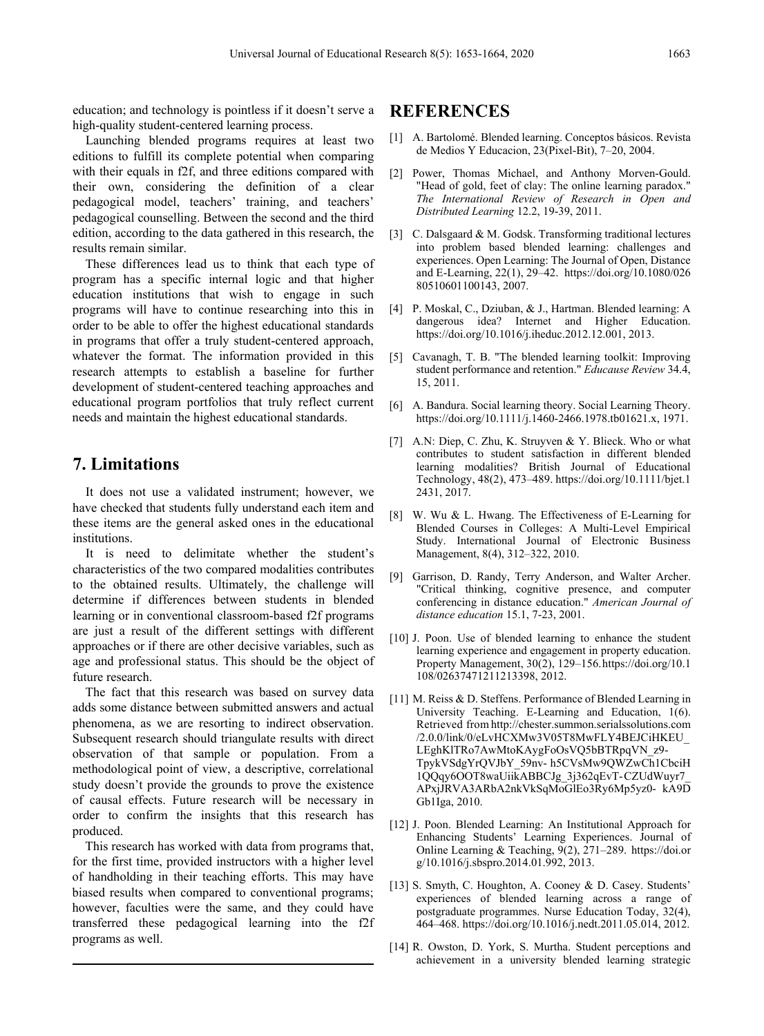education; and technology is pointless if it doesn't serve a high-quality student-centered learning process.

Launching blended programs requires at least two editions to fulfill its complete potential when comparing with their equals in f2f, and three editions compared with their own, considering the definition of a clear pedagogical model, teachers' training, and teachers' pedagogical counselling. Between the second and the third edition, according to the data gathered in this research, the results remain similar.

These differences lead us to think that each type of program has a specific internal logic and that higher education institutions that wish to engage in such programs will have to continue researching into this in order to be able to offer the highest educational standards in programs that offer a truly student-centered approach, whatever the format. The information provided in this research attempts to establish a baseline for further development of student-centered teaching approaches and educational program portfolios that truly reflect current needs and maintain the highest educational standards.

## 7. Limitations

It does not use a validated instrument; however, we have checked that students fully understand each item and these items are the general asked ones in the educational institutions.

It is need to delimitate whether the student's characteristics of the two compared modalities contributes to the obtained results. Ultimately, the challenge will determine if differences between students in blended learning or in conventional classroom-based f2f programs are just a result of the different settings with different approaches or if there are other decisive variables, such as age and professional status. This should be the object of future research.

The fact that this research was based on survey data adds some distance between submitted answers and actual phenomena, as we are resorting to indirect observation. Subsequent research should triangulate results with direct observation of that sample or population. From a methodological point of view, a descriptive, correlational study doesn't provide the grounds to prove the existence of causal effects. Future research will be necessary in order to confirm the insights that this research has produced.

This research has worked with data from programs that, for the first time, provided instructors with a higher level of handholding in their teaching efforts. This may have biased results when compared to conventional programs; however, faculties were the same, and they could have transferred these pedagogical learning into the f2f programs as well.

## REFERENCES

[1] A. Bartolomé. Blended learning. Conceptos básicos. Revista de Medios Y Educacion, 23(Pixel-Bit), 7–20, 2004.

[2] Power, Thomas Michael, and Anthony Morven-Gould. "Head of gold, feet of clay: The online learning paradox." *The International Review of Research in Open and Distributed Learning* 12.2, 19-39, 2011.

[3] C. Dalsgaard & M. Godsk. Transforming traditional lectures into problem based blended learning: challenges and experiences. Open Learning: The Journal of Open, Distance and E-Learning, 22(1), 29–42. https://doi.org/10.1080/02680510601100143, 2007.

[4] P. Moskal, C., Dziuban, & J., Hartman. Blended learning: A dangerous idea? Internet and Higher Education. https://doi.org/10.1016/j.iheduc.2012.12.001, 2013.

[5] Cavanagh, T. B. "The blended learning toolkit: Improving student performance and retention." *Educause Review* 34.4, 15, 2011.

[6] A. Bandura. Social learning theory. Social Learning Theory. https://doi.org/10.1111/j.1460-2466.1978.tb01621.x, 1971.

[7] A.N: Diep, C. Zhu, K. Struyven & Y. Blieck. Who or what contributes to student satisfaction in different blended learning modalities? British Journal of Educational Technology, 48(2), 473–489. https://doi.org/10.1111/bjet.12431, 2017.

[8] W. Wu & L. Hwang. The Effectiveness of E-Learning for Blended Courses in Colleges: A Multi-Level Empirical Study. International Journal of Electronic Business Management, 8(4), 312–322, 2010.

[9] Garrison, D. Randy, Terry Anderson, and Walter Archer. "Critical thinking, cognitive presence, and computer conferencing in distance education." *American Journal of distance education* 15.1, 7-23, 2001.

[10] J. Poon. Use of blended learning to enhance the student learning experience and engagement in property education. Property Management, 30(2), 129–156. https://doi.org/10.1108/02637471211213398, 2012.

[11] M. Reiss & D. Steffens. Performance of Blended Learning in University Teaching. E-Learning and Education, 1(6). Retrieved from http://chester.summon.serialssolutions.com/2.0.0/link/0/eLvHCXMw3V05T8MwFLY4BEJCiHKEU_LEghKlTRo7AwMtoKAygFoOsVQ5bBTRpqVN_z9-TpykVSdgYrQVJbY_59nv- h5CVsMw9QWZwCh1CbciH1QQqy6OOT8waUiikABBCJg_3j362qEvT-CZUdWuyr7_APxjJRVA3ARbA2nkVkSqMoGlEo3Ry6Mp5yz0- kA9DGb1Iga, 2010.

[12] J. Poon. Blended Learning: An Institutional Approach for Enhancing Students' Learning Experiences. Journal of Online Learning & Teaching, 9(2), 271–289. https://doi.org/10.1016/j.sbspro.2014.01.992, 2013.

[13] S. Smyth, C. Houghton, A. Cooney & D. Casey. Students' experiences of blended learning across a range of postgraduate programmes. Nurse Education Today, 32(4), 464–468. https://doi.org/10.1016/j.nedt.2011.05.014, 2012.

[14] R. Owston, D. York, S. Murtha. Student perceptions and achievement in a university blended learning strategic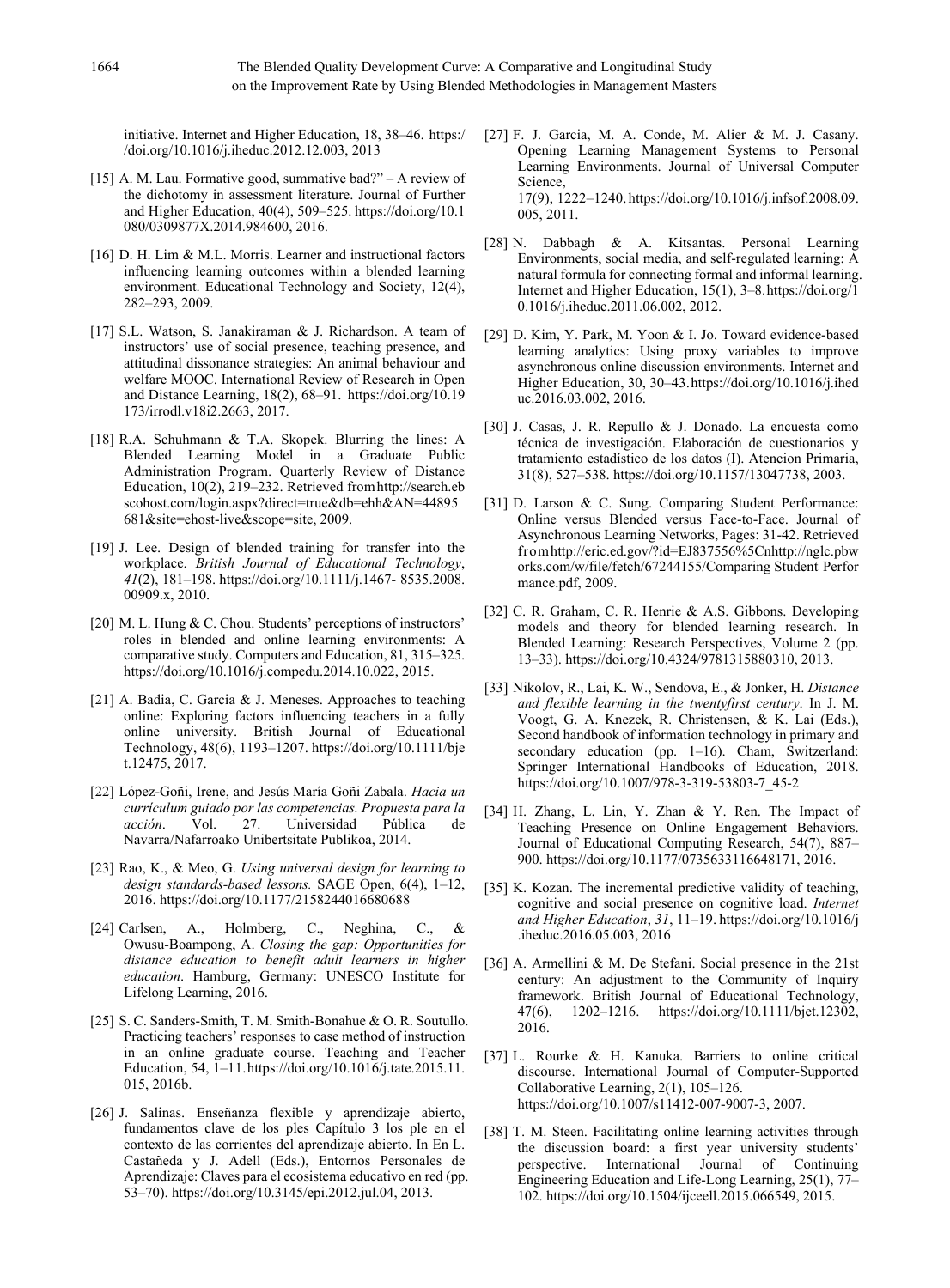initiative. Internet and Higher Education, 18, 38–46. https://doi.org/10.1016/j.iheduc.2012.12.003, 2013

[15] A. M. Lau. Formative good, summative bad?" – A review of the dichotomy in assessment literature. Journal of Further and Higher Education, 40(4), 509–525. https://doi.org/10.1080/0309877X.2014.984600, 2016.

[16] D. H. Lim & M.L. Morris. Learner and instructional factors influencing learning outcomes within a blended learning environment. Educational Technology and Society, 12(4), 282–293, 2009.

[17] S.L. Watson, S. Janakiraman & J. Richardson. A team of instructors' use of social presence, teaching presence, and attitudinal dissonance strategies: An animal behaviour and welfare MOOC. International Review of Research in Open and Distance Learning, 18(2), 68–91. https://doi.org/10.19173/irrodl.v18i2.2663, 2017.

[18] R.A. Schuhmann & T.A. Skopek. Blurring the lines: A Blended Learning Model in a Graduate Public Administration Program. Quarterly Review of Distance Education, 10(2), 219–232. Retrieved fromhttp://search.ebscohost.com/login.aspx?direct=true&db=ehh&AN=44895681&site=ehost-live&scope=site, 2009.

[19] J. Lee. Design of blended training for transfer into the workplace. *British Journal of Educational Technology*, *41*(2), 181–198. https://doi.org/10.1111/j.1467- 8535.2008.00909.x, 2010.

[20] M. L. Hung & C. Chou. Students' perceptions of instructors' roles in blended and online learning environments: A comparative study. Computers and Education, 81, 315–325. https://doi.org/10.1016/j.compedu.2014.10.022, 2015.

[21] A. Badia, C. Garcia & J. Meneses. Approaches to teaching online: Exploring factors influencing teachers in a fully online university. British Journal of Educational Technology, 48(6), 1193–1207. https://doi.org/10.1111/bjet.12475, 2017.

[22] López-Goñi, Irene, and Jesús María Goñi Zabala. *Hacia un currículum guiado por las competencias. Propuesta para la acción*. Vol. 27. Universidad Pública de Navarra/Nafarroako Unibertsitate Publikoa, 2014.

[23] Rao, K., & Meo, G. *Using universal design for learning to design standards-based lessons.* SAGE Open, 6(4), 1–12, 2016. https://doi.org/10.1177/2158244016680688

[24] Carlsen, A., Holmberg, C., Neghina, C., & Owusu-Boampong, A. *Closing the gap: Opportunities for distance education to benefit adult learners in higher education*. Hamburg, Germany: UNESCO Institute for Lifelong Learning, 2016.

[25] S. C. Sanders-Smith, T. M. Smith-Bonahue & O. R. Soutullo. Practicing teachers' responses to case method of instruction in an online graduate course. Teaching and Teacher Education, 54, 1–11. https://doi.org/10.1016/j.tate.2015.11.015, 2016b.

[26] J. Salinas. Enseñanza flexible y aprendizaje abierto, fundamentos clave de los ples Capítulo 3 los ple en el contexto de las corrientes del aprendizaje abierto. In En L. Castañeda y J. Adell (Eds.), Entornos Personales de Aprendizaje: Claves para el ecosistema educativo en red (pp. 53–70). https://doi.org/10.3145/epi.2012.jul.04, 2013.

[27] F. J. Garcia, M. A. Conde, M. Alier & M. J. Casany. Opening Learning Management Systems to Personal Learning Environments. Journal of Universal Computer Science, 17(9), 1222–1240. https://doi.org/10.1016/j.infsof.2008.09.005, 2011.

[28] N. Dabbagh & A. Kitsantas. Personal Learning Environments, social media, and self-regulated learning: A natural formula for connecting formal and informal learning. Internet and Higher Education, 15(1), 3–8. https://doi.org/10.1016/j.iheduc.2011.06.002, 2012.

[29] D. Kim, Y. Park, M. Yoon & I. Jo. Toward evidence-based learning analytics: Using proxy variables to improve asynchronous online discussion environments. Internet and Higher Education, 30, 30–43. https://doi.org/10.1016/j.iheduc.2016.03.002, 2016.

[30] J. Casas, J. R. Repullo & J. Donado. La encuesta como técnica de investigación. Elaboración de cuestionarios y tratamiento estadístico de los datos (I). Atencion Primaria, 31(8), 527–538. https://doi.org/10.1157/13047738, 2003.

[31] D. Larson & C. Sung. Comparing Student Performance: Online versus Blended versus Face-to-Face. Journal of Asynchronous Learning Networks, Pages: 31-42. Retrieved fromhttp://eric.ed.gov/?id=EJ837556%5Cnhttp://nglc.pbworks.com/w/file/fetch/67244155/Comparing Student Performance.pdf, 2009.

[32] C. R. Graham, C. R. Henrie & A.S. Gibbons. Developing models and theory for blended learning research. In Blended Learning: Research Perspectives, Volume 2 (pp. 13–33). https://doi.org/10.4324/9781315880310, 2013.

[33] Nikolov, R., Lai, K. W., Sendova, E., & Jonker, H. *Distance and flexible learning in the twentyfirst century*. In J. M. Voogt, G. A. Knezek, R. Christensen, & K. Lai (Eds.), Second handbook of information technology in primary and secondary education (pp. 1–16). Cham, Switzerland: Springer International Handbooks of Education, 2018. https://doi.org/10.1007/978-3-319-53803-7_45-2

[34] H. Zhang, L. Lin, Y. Zhan & Y. Ren. The Impact of Teaching Presence on Online Engagement Behaviors. Journal of Educational Computing Research, 54(7), 887–900. https://doi.org/10.1177/0735633116648171, 2016.

[35] K. Kozan. The incremental predictive validity of teaching, cognitive and social presence on cognitive load. *Internet and Higher Education*, *31*, 11–19. https://doi.org/10.1016/j.iheduc.2016.05.003, 2016

[36] A. Armellini & M. De Stefani. Social presence in the 21st century: An adjustment to the Community of Inquiry framework. British Journal of Educational Technology, 47(6), 1202–1216. https://doi.org/10.1111/bjet.12302, 2016.

[37] L. Rourke & H. Kanuka. Barriers to online critical discourse. International Journal of Computer-Supported Collaborative Learning, 2(1), 105–126. https://doi.org/10.1007/s11412-007-9007-3, 2007.

[38] T. M. Steen. Facilitating online learning activities through the discussion board: a first year university students' perspective. International Journal of Continuing Engineering Education and Life-Long Learning, 25(1), 77–102. https://doi.org/10.1504/ijceell.2015.066549, 2015.